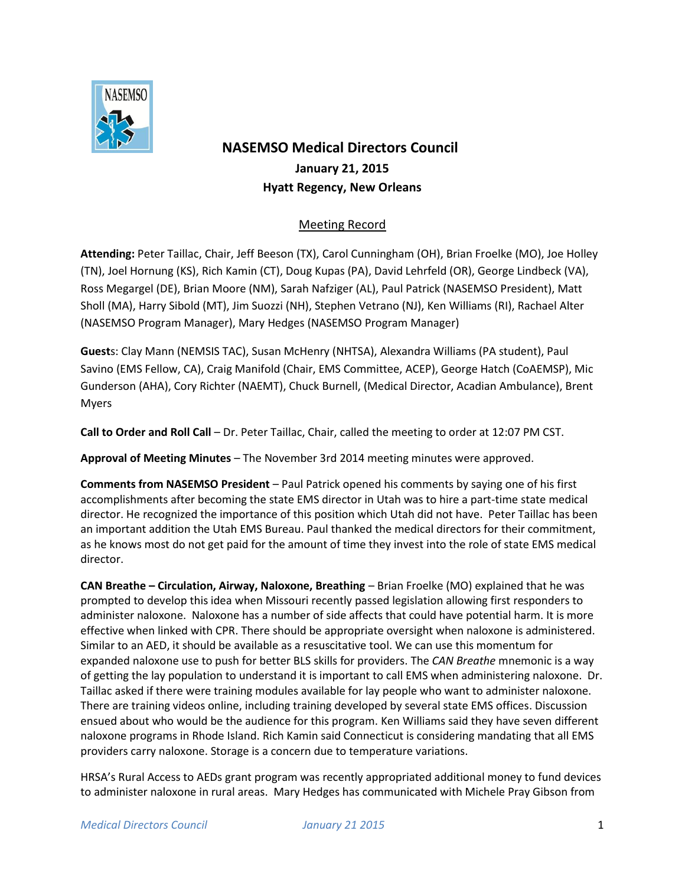# NASEMSO Medical Directors Council

**January 21, 2015**

**Hyatt Regency, New Orleans**

Meeting Record

**Attending:** Peter Taillac, Chair, Jeff Beeson (TX), Carol Cunningham (OH), Brian Froelke (MO), Joe Holley (TN), Joel Hornung (KS), Rich Kamin (CT), Doug Kupas (PA), David Lehrfeld (OR), George Lindbeck (VA), Ross Megargel (DE), Brian Moore (NM), Sarah Nafziger (AL), Paul Patrick (NASEMSO President), Matt Sholl (MA), Harry Sibold (MT), Jim Suozzi (NH), Stephen Vetrano (NJ), Ken Williams (RI), Rachael Alter (NASEMSO Program Manager), Mary Hedges (NASEMSO Program Manager)

**Guests**: Clay Mann (NEMSIS TAC), Susan McHenry (NHTSA), Alexandra Williams (PA student), Paul Savino (EMS Fellow, CA), Craig Manifold (Chair, EMS Committee, ACEP), George Hatch (CoAEMSP), Mic Gunderson (AHA), Cory Richter (NAEMT), Chuck Burnell, (Medical Director, Acadian Ambulance), Brent Myers

**Call to Order and Roll Call** – Dr. Peter Taillac, Chair, called the meeting to order at 12:07 PM CST.

**Approval of Meeting Minutes** – The November 3rd 2014 meeting minutes were approved.

**Comments from NASEMSO President** – Paul Patrick opened his comments by saying one of his first accomplishments after becoming the state EMS director in Utah was to hire a part-time state medical director. He recognized the importance of this position which Utah did not have. Peter Taillac has been an important addition the Utah EMS Bureau. Paul thanked the medical directors for their commitment, as he knows most do not get paid for the amount of time they invest into the role of state EMS medical director.

**CAN Breathe – Circulation, Airway, Naloxone, Breathing** – Brian Froelke (MO) explained that he was prompted to develop this idea when Missouri recently passed legislation allowing first responders to administer naloxone. Naloxone has a number of side affects that could have potential harm. It is more effective when linked with CPR. There should be appropriate oversight when naloxone is administered. Similar to an AED, it should be available as a resuscitative tool. We can use this momentum for expanded naloxone use to push for better BLS skills for providers. The *CAN Breathe* mnemonic is a way of getting the lay population to understand it is important to call EMS when administering naloxone. Dr. Taillac asked if there were training modules available for lay people who want to administer naloxone. There are training videos online, including training developed by several state EMS offices. Discussion ensued about who would be the audience for this program. Ken Williams said they have seven different naloxone programs in Rhode Island. Rich Kamin said Connecticut is considering mandating that all EMS providers carry naloxone. Storage is a concern due to temperature variations.

HRSA's Rural Access to AEDs grant program was recently appropriated additional money to fund devices to administer naloxone in rural areas. Mary Hedges has communicated with Michele Pray Gibson from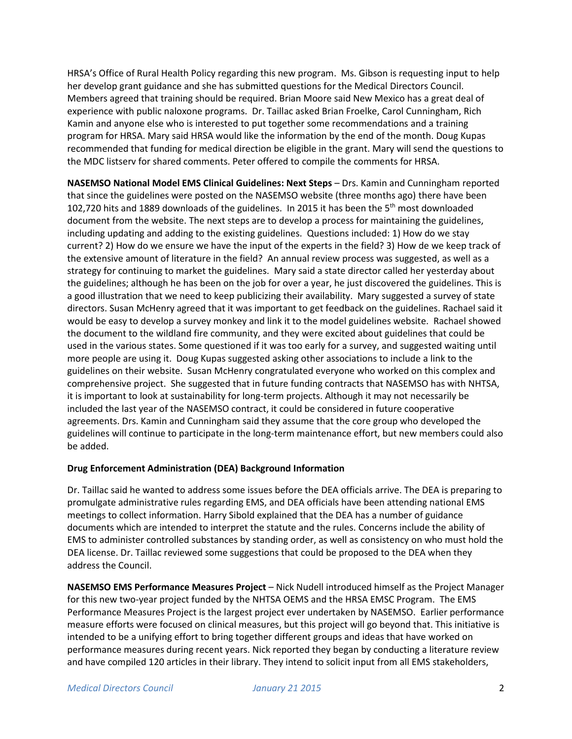HRSA's Office of Rural Health Policy regarding this new program. Ms. Gibson is requesting input to help her develop grant guidance and she has submitted questions for the Medical Directors Council. Members agreed that training should be required. Brian Moore said New Mexico has a great deal of experience with public naloxone programs. Dr. Taillac asked Brian Froelke, Carol Cunningham, Rich Kamin and anyone else who is interested to put together some recommendations and a training program for HRSA. Mary said HRSA would like the information by the end of the month. Doug Kupas recommended that funding for medical direction be eligible in the grant. Mary will send the questions to the MDC listserv for shared comments. Peter offered to compile the comments for HRSA.

**NASEMSO National Model EMS Clinical Guidelines: Next Steps** – Drs. Kamin and Cunningham reported that since the guidelines were posted on the NASEMSO website (three months ago) there have been 102,720 hits and 1889 downloads of the guidelines. In 2015 it has been the 5th most downloaded document from the website. The next steps are to develop a process for maintaining the guidelines, including updating and adding to the existing guidelines. Questions included: 1) How do we stay current? 2) How do we ensure we have the input of the experts in the field? 3) How de we keep track of the extensive amount of literature in the field? An annual review process was suggested, as well as a strategy for continuing to market the guidelines. Mary said a state director called her yesterday about the guidelines; although he has been on the job for over a year, he just discovered the guidelines. This is a good illustration that we need to keep publicizing their availability. Mary suggested a survey of state directors. Susan McHenry agreed that it was important to get feedback on the guidelines. Rachael said it would be easy to develop a survey monkey and link it to the model guidelines website. Rachael showed the document to the wildland fire community, and they were excited about guidelines that could be used in the various states. Some questioned if it was too early for a survey, and suggested waiting until more people are using it. Doug Kupas suggested asking other associations to include a link to the guidelines on their website. Susan McHenry congratulated everyone who worked on this complex and comprehensive project. She suggested that in future funding contracts that NASEMSO has with NHTSA, it is important to look at sustainability for long-term projects. Although it may not necessarily be included the last year of the NASEMSO contract, it could be considered in future cooperative agreements. Drs. Kamin and Cunningham said they assume that the core group who developed the guidelines will continue to participate in the long-term maintenance effort, but new members could also be added.

**Drug Enforcement Administration (DEA) Background Information**

Dr. Taillac said he wanted to address some issues before the DEA officials arrive. The DEA is preparing to promulgate administrative rules regarding EMS, and DEA officials have been attending national EMS meetings to collect information. Harry Sibold explained that the DEA has a number of guidance documents which are intended to interpret the statute and the rules. Concerns include the ability of EMS to administer controlled substances by standing order, as well as consistency on who must hold the DEA license. Dr. Taillac reviewed some suggestions that could be proposed to the DEA when they address the Council.

**NASEMSO EMS Performance Measures Project** – Nick Nudell introduced himself as the Project Manager for this new two-year project funded by the NHTSA OEMS and the HRSA EMSC Program. The EMS Performance Measures Project is the largest project ever undertaken by NASEMSO. Earlier performance measure efforts were focused on clinical measures, but this project will go beyond that. This initiative is intended to be a unifying effort to bring together different groups and ideas that have worked on performance measures during recent years. Nick reported they began by conducting a literature review and have compiled 120 articles in their library. They intend to solicit input from all EMS stakeholders,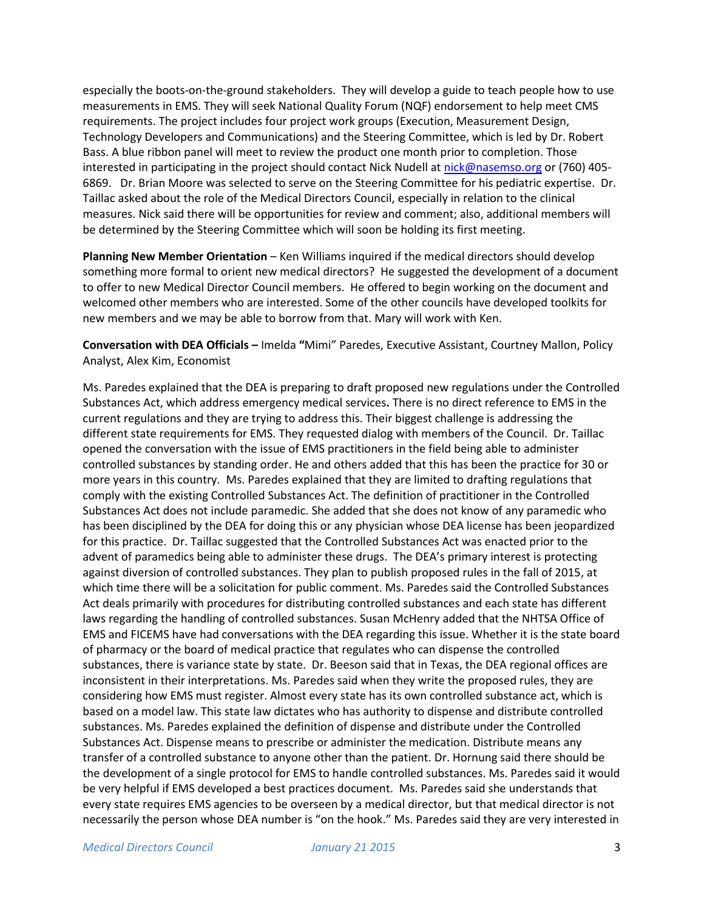especially the boots-on-the-ground stakeholders. They will develop a guide to teach people how to use measurements in EMS. They will seek National Quality Forum (NQF) endorsement to help meet CMS requirements. The project includes four project work groups (Execution, Measurement Design, Technology Developers and Communications) and the Steering Committee, which is led by Dr. Robert Bass. A blue ribbon panel will meet to review the product one month prior to completion. Those interested in participating in the project should contact Nick Nudell at nick@nasemso.org or (760) 405-6869. Dr. Brian Moore was selected to serve on the Steering Committee for his pediatric expertise. Dr. Taillac asked about the role of the Medical Directors Council, especially in relation to the clinical measures. Nick said there will be opportunities for review and comment; also, additional members will be determined by the Steering Committee which will soon be holding its first meeting.

**Planning New Member Orientation** – Ken Williams inquired if the medical directors should develop something more formal to orient new medical directors? He suggested the development of a document to offer to new Medical Director Council members. He offered to begin working on the document and welcomed other members who are interested. Some of the other councils have developed toolkits for new members and we may be able to borrow from that. Mary will work with Ken.

**Conversation with DEA Officials –** Imelda **"**Mimi" Paredes, Executive Assistant, Courtney Mallon, Policy Analyst, Alex Kim, Economist

Ms. Paredes explained that the DEA is preparing to draft proposed new regulations under the Controlled Substances Act, which address emergency medical services**.** There is no direct reference to EMS in the current regulations and they are trying to address this. Their biggest challenge is addressing the different state requirements for EMS. They requested dialog with members of the Council. Dr. Taillac opened the conversation with the issue of EMS practitioners in the field being able to administer controlled substances by standing order. He and others added that this has been the practice for 30 or more years in this country. Ms. Paredes explained that they are limited to drafting regulations that comply with the existing Controlled Substances Act. The definition of practitioner in the Controlled Substances Act does not include paramedic. She added that she does not know of any paramedic who has been disciplined by the DEA for doing this or any physician whose DEA license has been jeopardized for this practice. Dr. Taillac suggested that the Controlled Substances Act was enacted prior to the advent of paramedics being able to administer these drugs. The DEA's primary interest is protecting against diversion of controlled substances. They plan to publish proposed rules in the fall of 2015, at which time there will be a solicitation for public comment. Ms. Paredes said the Controlled Substances Act deals primarily with procedures for distributing controlled substances and each state has different laws regarding the handling of controlled substances. Susan McHenry added that the NHTSA Office of EMS and FICEMS have had conversations with the DEA regarding this issue. Whether it is the state board of pharmacy or the board of medical practice that regulates who can dispense the controlled substances, there is variance state by state. Dr. Beeson said that in Texas, the DEA regional offices are inconsistent in their interpretations. Ms. Paredes said when they write the proposed rules, they are considering how EMS must register. Almost every state has its own controlled substance act, which is based on a model law. This state law dictates who has authority to dispense and distribute controlled substances. Ms. Paredes explained the definition of dispense and distribute under the Controlled Substances Act. Dispense means to prescribe or administer the medication. Distribute means any transfer of a controlled substance to anyone other than the patient. Dr. Hornung said there should be the development of a single protocol for EMS to handle controlled substances. Ms. Paredes said it would be very helpful if EMS developed a best practices document. Ms. Paredes said she understands that every state requires EMS agencies to be overseen by a medical director, but that medical director is not necessarily the person whose DEA number is "on the hook." Ms. Paredes said they are very interested in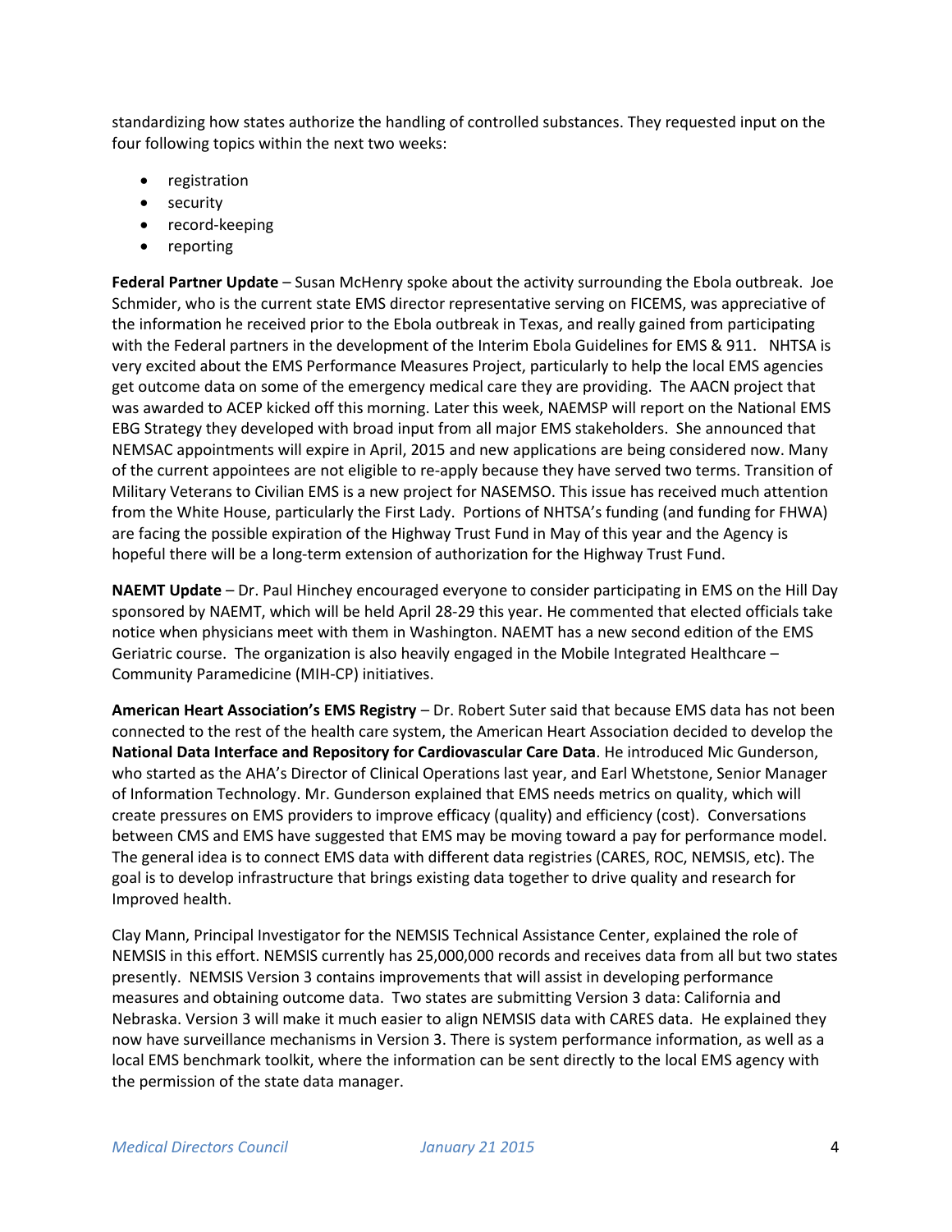standardizing how states authorize the handling of controlled substances. They requested input on the four following topics within the next two weeks:

- registration
- security
- record-keeping
- reporting

**Federal Partner Update** – Susan McHenry spoke about the activity surrounding the Ebola outbreak. Joe Schmider, who is the current state EMS director representative serving on FICEMS, was appreciative of the information he received prior to the Ebola outbreak in Texas, and really gained from participating with the Federal partners in the development of the Interim Ebola Guidelines for EMS & 911. NHTSA is very excited about the EMS Performance Measures Project, particularly to help the local EMS agencies get outcome data on some of the emergency medical care they are providing. The AACN project that was awarded to ACEP kicked off this morning. Later this week, NAEMSP will report on the National EMS EBG Strategy they developed with broad input from all major EMS stakeholders. She announced that NEMSAC appointments will expire in April, 2015 and new applications are being considered now. Many of the current appointees are not eligible to re-apply because they have served two terms. Transition of Military Veterans to Civilian EMS is a new project for NASEMSO. This issue has received much attention from the White House, particularly the First Lady. Portions of NHTSA's funding (and funding for FHWA) are facing the possible expiration of the Highway Trust Fund in May of this year and the Agency is hopeful there will be a long-term extension of authorization for the Highway Trust Fund.

**NAEMT Update** – Dr. Paul Hinchey encouraged everyone to consider participating in EMS on the Hill Day sponsored by NAEMT, which will be held April 28-29 this year. He commented that elected officials take notice when physicians meet with them in Washington. NAEMT has a new second edition of the EMS Geriatric course. The organization is also heavily engaged in the Mobile Integrated Healthcare – Community Paramedicine (MIH-CP) initiatives.

**American Heart Association's EMS Registry** – Dr. Robert Suter said that because EMS data has not been connected to the rest of the health care system, the American Heart Association decided to develop the **National Data Interface and Repository for Cardiovascular Care Data**. He introduced Mic Gunderson, who started as the AHA's Director of Clinical Operations last year, and Earl Whetstone, Senior Manager of Information Technology. Mr. Gunderson explained that EMS needs metrics on quality, which will create pressures on EMS providers to improve efficacy (quality) and efficiency (cost). Conversations between CMS and EMS have suggested that EMS may be moving toward a pay for performance model. The general idea is to connect EMS data with different data registries (CARES, ROC, NEMSIS, etc). The goal is to develop infrastructure that brings existing data together to drive quality and research for Improved health.

Clay Mann, Principal Investigator for the NEMSIS Technical Assistance Center, explained the role of NEMSIS in this effort. NEMSIS currently has 25,000,000 records and receives data from all but two states presently. NEMSIS Version 3 contains improvements that will assist in developing performance measures and obtaining outcome data. Two states are submitting Version 3 data: California and Nebraska. Version 3 will make it much easier to align NEMSIS data with CARES data. He explained they now have surveillance mechanisms in Version 3. There is system performance information, as well as a local EMS benchmark toolkit, where the information can be sent directly to the local EMS agency with the permission of the state data manager.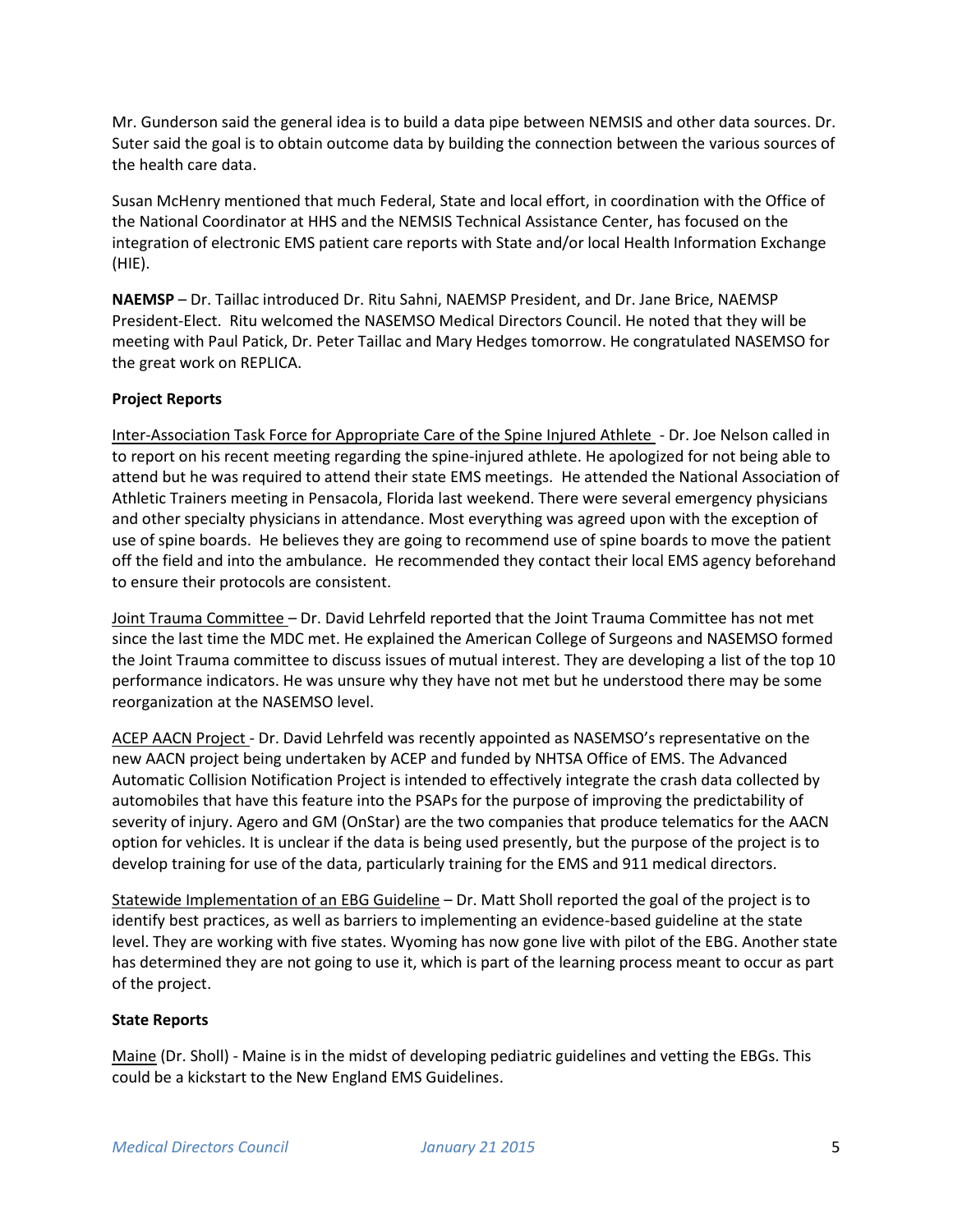Mr. Gunderson said the general idea is to build a data pipe between NEMSIS and other data sources. Dr. Suter said the goal is to obtain outcome data by building the connection between the various sources of the health care data.

Susan McHenry mentioned that much Federal, State and local effort, in coordination with the Office of the National Coordinator at HHS and the NEMSIS Technical Assistance Center, has focused on the integration of electronic EMS patient care reports with State and/or local Health Information Exchange (HIE).

**NAEMSP** – Dr. Taillac introduced Dr. Ritu Sahni, NAEMSP President, and Dr. Jane Brice, NAEMSP President-Elect. Ritu welcomed the NASEMSO Medical Directors Council. He noted that they will be meeting with Paul Patick, Dr. Peter Taillac and Mary Hedges tomorrow. He congratulated NASEMSO for the great work on REPLICA.

**Project Reports**

Inter-Association Task Force for Appropriate Care of the Spine Injured Athlete - Dr. Joe Nelson called in to report on his recent meeting regarding the spine-injured athlete. He apologized for not being able to attend but he was required to attend their state EMS meetings. He attended the National Association of Athletic Trainers meeting in Pensacola, Florida last weekend. There were several emergency physicians and other specialty physicians in attendance. Most everything was agreed upon with the exception of use of spine boards. He believes they are going to recommend use of spine boards to move the patient off the field and into the ambulance. He recommended they contact their local EMS agency beforehand to ensure their protocols are consistent.

Joint Trauma Committee – Dr. David Lehrfeld reported that the Joint Trauma Committee has not met since the last time the MDC met. He explained the American College of Surgeons and NASEMSO formed the Joint Trauma committee to discuss issues of mutual interest. They are developing a list of the top 10 performance indicators. He was unsure why they have not met but he understood there may be some reorganization at the NASEMSO level.

ACEP AACN Project - Dr. David Lehrfeld was recently appointed as NASEMSO's representative on the new AACN project being undertaken by ACEP and funded by NHTSA Office of EMS. The Advanced Automatic Collision Notification Project is intended to effectively integrate the crash data collected by automobiles that have this feature into the PSAPs for the purpose of improving the predictability of severity of injury. Agero and GM (OnStar) are the two companies that produce telematics for the AACN option for vehicles. It is unclear if the data is being used presently, but the purpose of the project is to develop training for use of the data, particularly training for the EMS and 911 medical directors.

Statewide Implementation of an EBG Guideline – Dr. Matt Sholl reported the goal of the project is to identify best practices, as well as barriers to implementing an evidence-based guideline at the state level. They are working with five states. Wyoming has now gone live with pilot of the EBG. Another state has determined they are not going to use it, which is part of the learning process meant to occur as part of the project.

**State Reports**

Maine (Dr. Sholl) - Maine is in the midst of developing pediatric guidelines and vetting the EBGs. This could be a kickstart to the New England EMS Guidelines.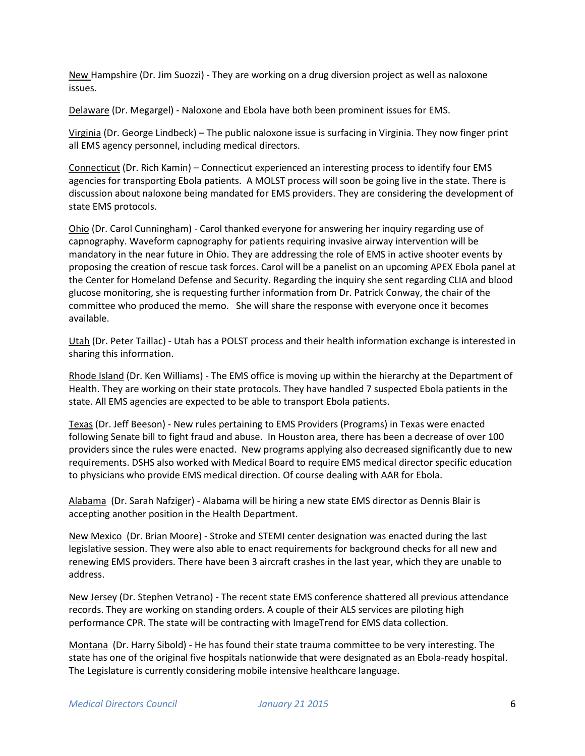New Hampshire (Dr. Jim Suozzi) - They are working on a drug diversion project as well as naloxone issues.

Delaware (Dr. Megargel) - Naloxone and Ebola have both been prominent issues for EMS.

Virginia (Dr. George Lindbeck) – The public naloxone issue is surfacing in Virginia. They now finger print all EMS agency personnel, including medical directors.

Connecticut (Dr. Rich Kamin) – Connecticut experienced an interesting process to identify four EMS agencies for transporting Ebola patients. A MOLST process will soon be going live in the state. There is discussion about naloxone being mandated for EMS providers. They are considering the development of state EMS protocols.

Ohio (Dr. Carol Cunningham) - Carol thanked everyone for answering her inquiry regarding use of capnography. Waveform capnography for patients requiring invasive airway intervention will be mandatory in the near future in Ohio. They are addressing the role of EMS in active shooter events by proposing the creation of rescue task forces. Carol will be a panelist on an upcoming APEX Ebola panel at the Center for Homeland Defense and Security. Regarding the inquiry she sent regarding CLIA and blood glucose monitoring, she is requesting further information from Dr. Patrick Conway, the chair of the committee who produced the memo. She will share the response with everyone once it becomes available.

Utah (Dr. Peter Taillac) - Utah has a POLST process and their health information exchange is interested in sharing this information.

Rhode Island (Dr. Ken Williams) - The EMS office is moving up within the hierarchy at the Department of Health. They are working on their state protocols. They have handled 7 suspected Ebola patients in the state. All EMS agencies are expected to be able to transport Ebola patients.

Texas (Dr. Jeff Beeson) - New rules pertaining to EMS Providers (Programs) in Texas were enacted following Senate bill to fight fraud and abuse. In Houston area, there has been a decrease of over 100 providers since the rules were enacted. New programs applying also decreased significantly due to new requirements. DSHS also worked with Medical Board to require EMS medical director specific education to physicians who provide EMS medical direction. Of course dealing with AAR for Ebola.

Alabama (Dr. Sarah Nafziger) - Alabama will be hiring a new state EMS director as Dennis Blair is accepting another position in the Health Department.

New Mexico (Dr. Brian Moore) - Stroke and STEMI center designation was enacted during the last legislative session. They were also able to enact requirements for background checks for all new and renewing EMS providers. There have been 3 aircraft crashes in the last year, which they are unable to address.

New Jersey (Dr. Stephen Vetrano) - The recent state EMS conference shattered all previous attendance records. They are working on standing orders. A couple of their ALS services are piloting high performance CPR. The state will be contracting with ImageTrend for EMS data collection.

Montana (Dr. Harry Sibold) - He has found their state trauma committee to be very interesting. The state has one of the original five hospitals nationwide that were designated as an Ebola-ready hospital. The Legislature is currently considering mobile intensive healthcare language.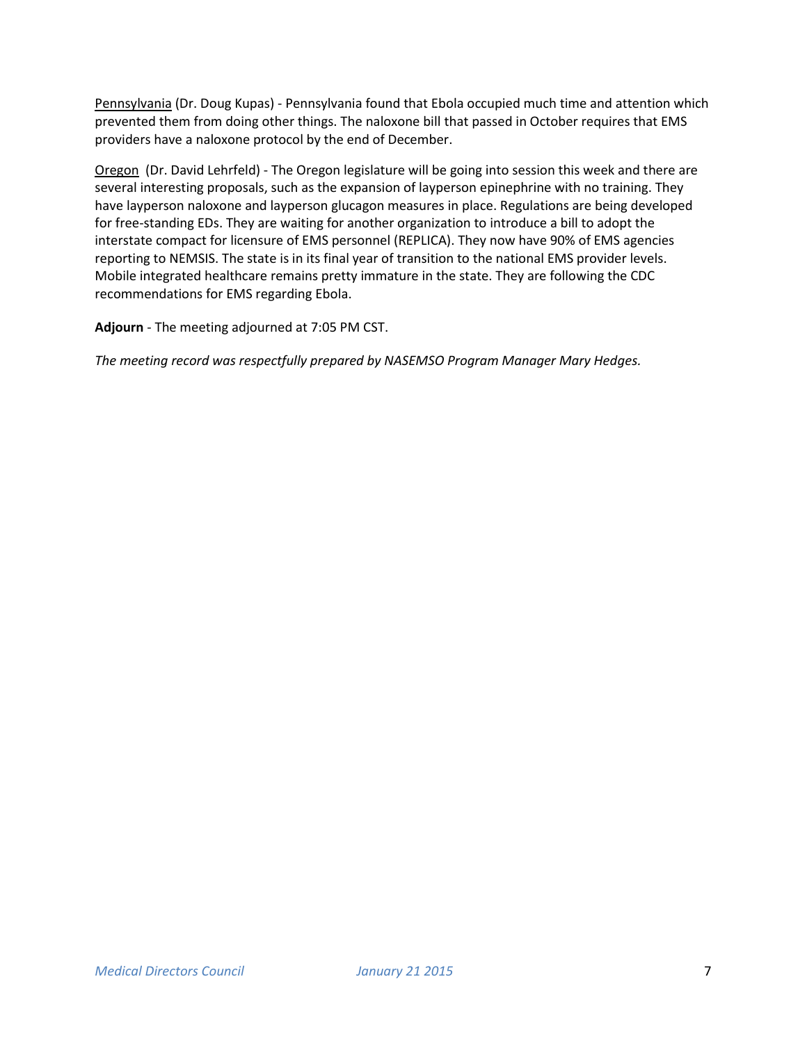<u>Pennsylvania</u> (Dr. Doug Kupas) - Pennsylvania found that Ebola occupied much time and attention which prevented them from doing other things. The naloxone bill that passed in October requires that EMS providers have a naloxone protocol by the end of December.

<u>Oregon</u> (Dr. David Lehrfeld) - The Oregon legislature will be going into session this week and there are several interesting proposals, such as the expansion of layperson epinephrine with no training. They have layperson naloxone and layperson glucagon measures in place. Regulations are being developed for free-standing EDs. They are waiting for another organization to introduce a bill to adopt the interstate compact for licensure of EMS personnel (REPLICA). They now have 90% of EMS agencies reporting to NEMSIS. The state is in its final year of transition to the national EMS provider levels. Mobile integrated healthcare remains pretty immature in the state. They are following the CDC recommendations for EMS regarding Ebola.

**Adjourn** - The meeting adjourned at 7:05 PM CST.

*The meeting record was respectfully prepared by NASEMSO Program Manager Mary Hedges.*